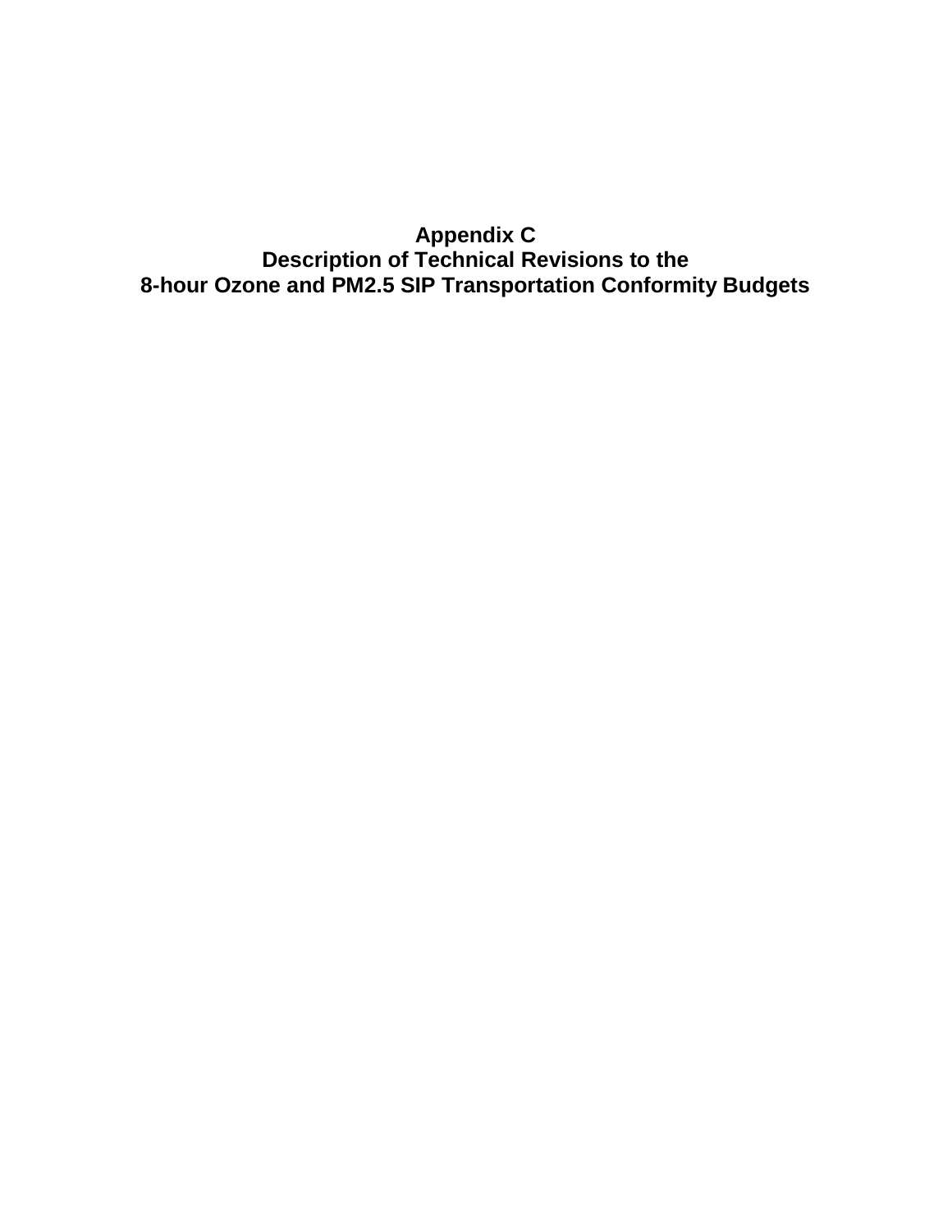# Appendix C
# Description of Technical Revisions to the 8-hour Ozone and PM2.5 SIP Transportation Conformity Budgets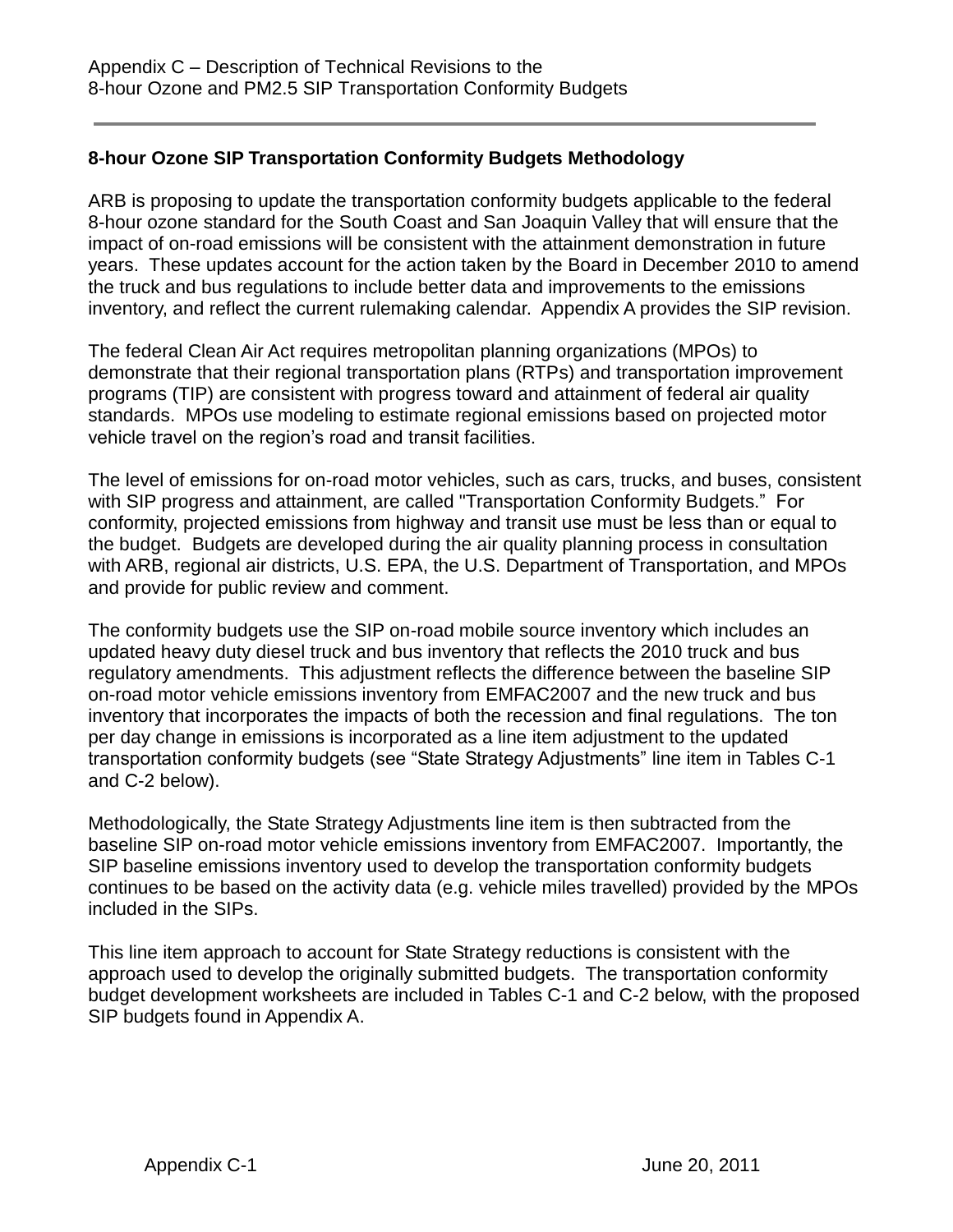## 8-hour Ozone SIP Transportation Conformity Budgets Methodology

ARB is proposing to update the transportation conformity budgets applicable to the federal 8-hour ozone standard for the South Coast and San Joaquin Valley that will ensure that the impact of on-road emissions will be consistent with the attainment demonstration in future years. These updates account for the action taken by the Board in December 2010 to amend the truck and bus regulations to include better data and improvements to the emissions inventory, and reflect the current rulemaking calendar. Appendix A provides the SIP revision.

The federal Clean Air Act requires metropolitan planning organizations (MPOs) to demonstrate that their regional transportation plans (RTPs) and transportation improvement programs (TIP) are consistent with progress toward and attainment of federal air quality standards. MPOs use modeling to estimate regional emissions based on projected motor vehicle travel on the region's road and transit facilities.

The level of emissions for on-road motor vehicles, such as cars, trucks, and buses, consistent with SIP progress and attainment, are called "Transportation Conformity Budgets." For conformity, projected emissions from highway and transit use must be less than or equal to the budget. Budgets are developed during the air quality planning process in consultation with ARB, regional air districts, U.S. EPA, the U.S. Department of Transportation, and MPOs and provide for public review and comment.

The conformity budgets use the SIP on-road mobile source inventory which includes an updated heavy duty diesel truck and bus inventory that reflects the 2010 truck and bus regulatory amendments. This adjustment reflects the difference between the baseline SIP on-road motor vehicle emissions inventory from EMFAC2007 and the new truck and bus inventory that incorporates the impacts of both the recession and final regulations. The ton per day change in emissions is incorporated as a line item adjustment to the updated transportation conformity budgets (see "State Strategy Adjustments" line item in Tables C-1 and C-2 below).

Methodologically, the State Strategy Adjustments line item is then subtracted from the baseline SIP on-road motor vehicle emissions inventory from EMFAC2007. Importantly, the SIP baseline emissions inventory used to develop the transportation conformity budgets continues to be based on the activity data (e.g. vehicle miles travelled) provided by the MPOs included in the SIPs.

This line item approach to account for State Strategy reductions is consistent with the approach used to develop the originally submitted budgets. The transportation conformity budget development worksheets are included in Tables C-1 and C-2 below, with the proposed SIP budgets found in Appendix A.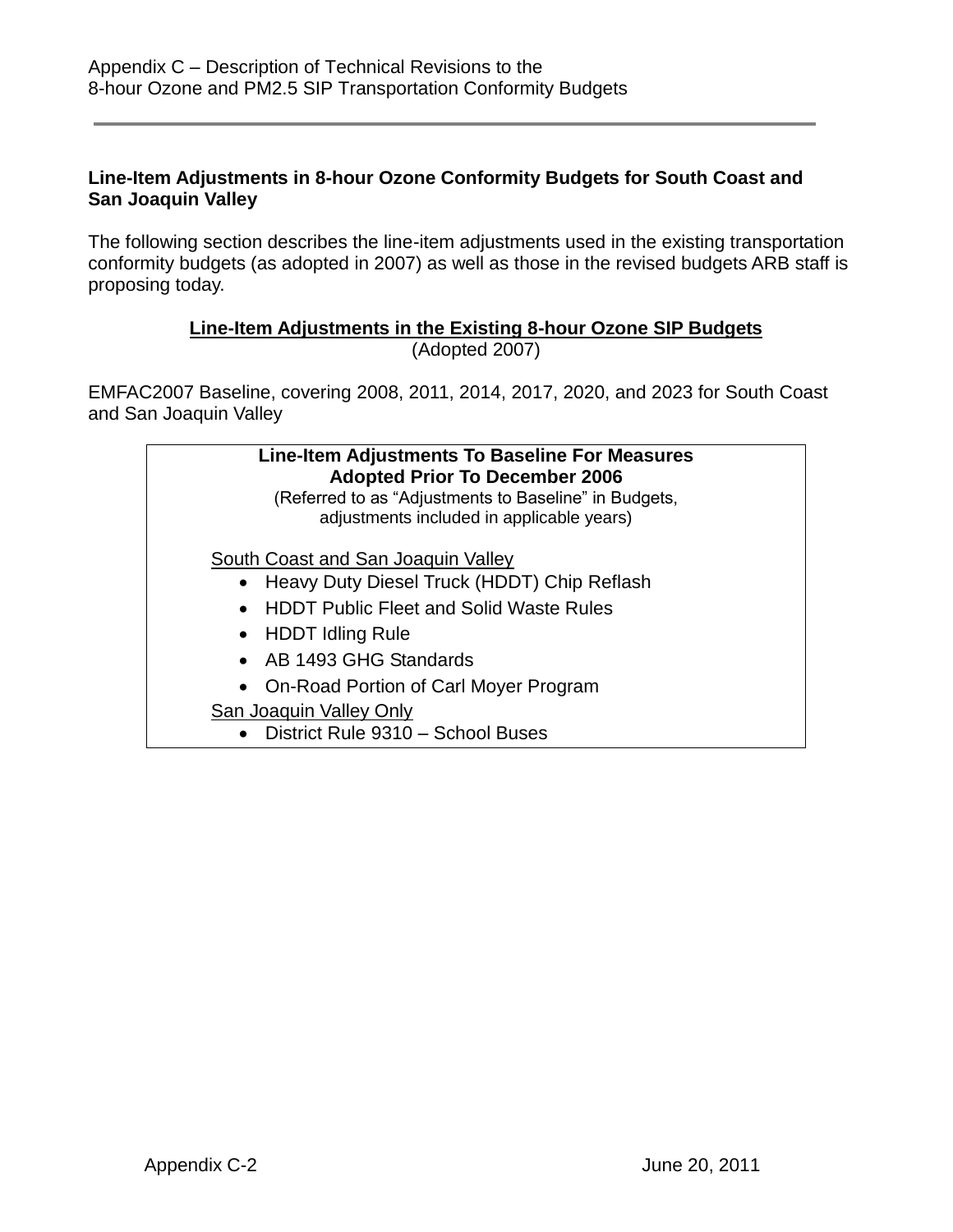**Line-Item Adjustments in 8-hour Ozone Conformity Budgets for South Coast and San Joaquin Valley**

The following section describes the line-item adjustments used in the existing transportation conformity budgets (as adopted in 2007) as well as those in the revised budgets ARB staff is proposing today.

**<u>Line-Item Adjustments in the Existing 8-hour Ozone SIP Budgets</u>**
(Adopted 2007)

EMFAC2007 Baseline, covering 2008, 2011, 2014, 2017, 2020, and 2023 for South Coast and San Joaquin Valley

**Line-Item Adjustments To Baseline For Measures Adopted Prior To December 2006**
(Referred to as "Adjustments to Baseline" in Budgets, adjustments included in applicable years)

<u>South Coast and San Joaquin Valley</u>

- Heavy Duty Diesel Truck (HDDT) Chip Reflash
- HDDT Public Fleet and Solid Waste Rules
- HDDT Idling Rule
- AB 1493 GHG Standards
- On-Road Portion of Carl Moyer Program

<u>San Joaquin Valley Only</u>

- District Rule 9310 – School Buses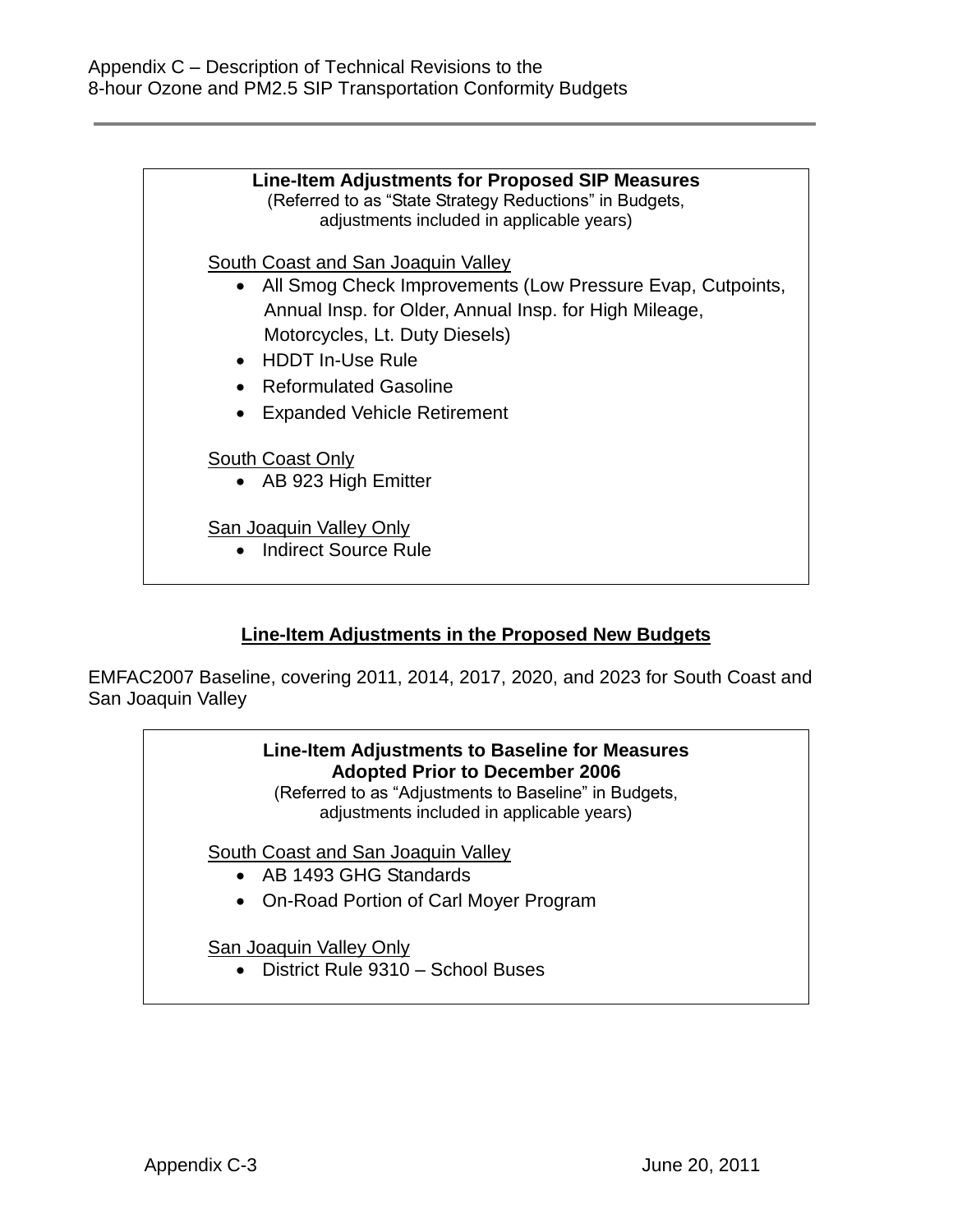**Line-Item Adjustments for Proposed SIP Measures**
(Referred to as "State Strategy Reductions" in Budgets, adjustments included in applicable years)

South Coast and San Joaquin Valley

- All Smog Check Improvements (Low Pressure Evap, Cutpoints, Annual Insp. for Older, Annual Insp. for High Mileage, Motorcycles, Lt. Duty Diesels)
- HDDT In-Use Rule
- Reformulated Gasoline
- Expanded Vehicle Retirement

South Coast Only

- AB 923 High Emitter

San Joaquin Valley Only

- Indirect Source Rule

## Line-Item Adjustments in the Proposed New Budgets

EMFAC2007 Baseline, covering 2011, 2014, 2017, 2020, and 2023 for South Coast and San Joaquin Valley

**Line-Item Adjustments to Baseline for Measures Adopted Prior to December 2006**
(Referred to as "Adjustments to Baseline" in Budgets, adjustments included in applicable years)

South Coast and San Joaquin Valley

- AB 1493 GHG Standards
- On-Road Portion of Carl Moyer Program

San Joaquin Valley Only

- District Rule 9310 – School Buses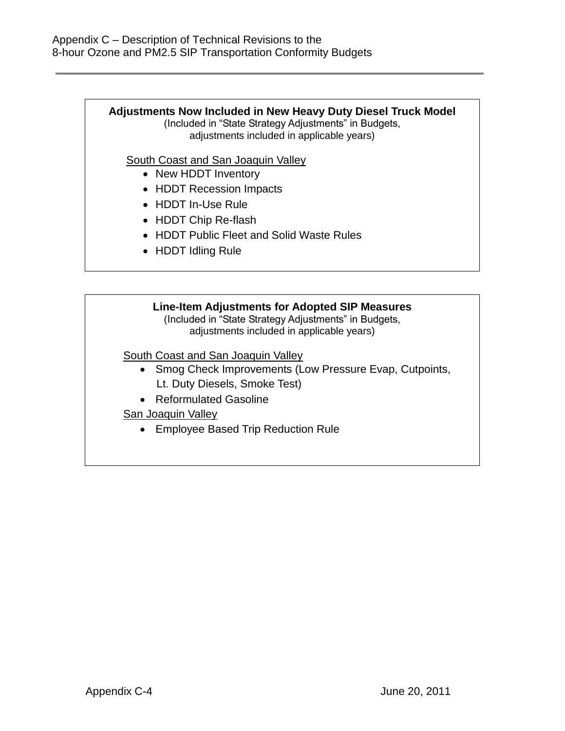**Adjustments Now Included in New Heavy Duty Diesel Truck Model**

(Included in "State Strategy Adjustments" in Budgets, adjustments included in applicable years)

South Coast and San Joaquin Valley

- New HDDT Inventory
- HDDT Recession Impacts
- HDDT In-Use Rule
- HDDT Chip Re-flash
- HDDT Public Fleet and Solid Waste Rules
- HDDT Idling Rule

**Line-Item Adjustments for Adopted SIP Measures**

(Included in "State Strategy Adjustments" in Budgets, adjustments included in applicable years)

South Coast and San Joaquin Valley

- Smog Check Improvements (Low Pressure Evap, Cutpoints, Lt. Duty Diesels, Smoke Test)
- Reformulated Gasoline

San Joaquin Valley

- Employee Based Trip Reduction Rule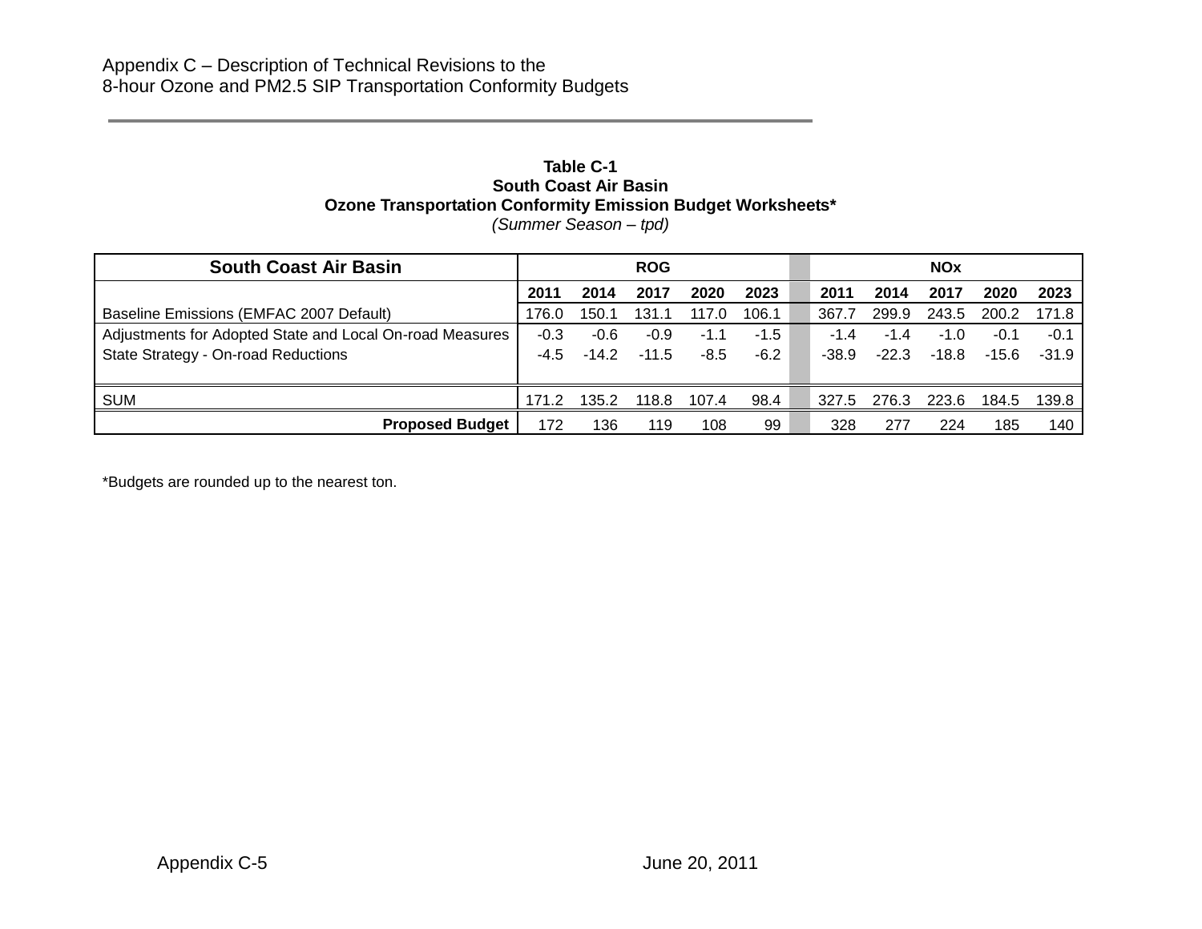**Table C-1**
**South Coast Air Basin**
**Ozone Transportation Conformity Emission Budget Worksheets***
*(Summer Season – tpd)*

| South Coast Air Basin | ROG | | | | | | NOx | | | | |
|---|---|---|---|---|---|---|---|---|---|---|---|
| | **2011** | **2014** | **2017** | **2020** | **2023** | | **2011** | **2014** | **2017** | **2020** | **2023** |
| Baseline Emissions (EMFAC 2007 Default) | 176.0 | 150.1 | 131.1 | 117.0 | 106.1 | | 367.7 | 299.9 | 243.5 | 200.2 | 171.8 |
| Adjustments for Adopted State and Local On-road Measures | -0.3 | -0.6 | -0.9 | -1.1 | -1.5 | | -1.4 | -1.4 | -1.0 | -0.1 | -0.1 |
| State Strategy - On-road Reductions | -4.5 | -14.2 | -11.5 | -8.5 | -6.2 | | -38.9 | -22.3 | -18.8 | -15.6 | -31.9 |
| SUM | 171.2 | 135.2 | 118.8 | 107.4 | 98.4 | | 327.5 | 276.3 | 223.6 | 184.5 | 139.8 |
| **Proposed Budget** | 172 | 136 | 119 | 108 | 99 | | 328 | 277 | 224 | 185 | 140 |

*Budgets are rounded up to the nearest ton.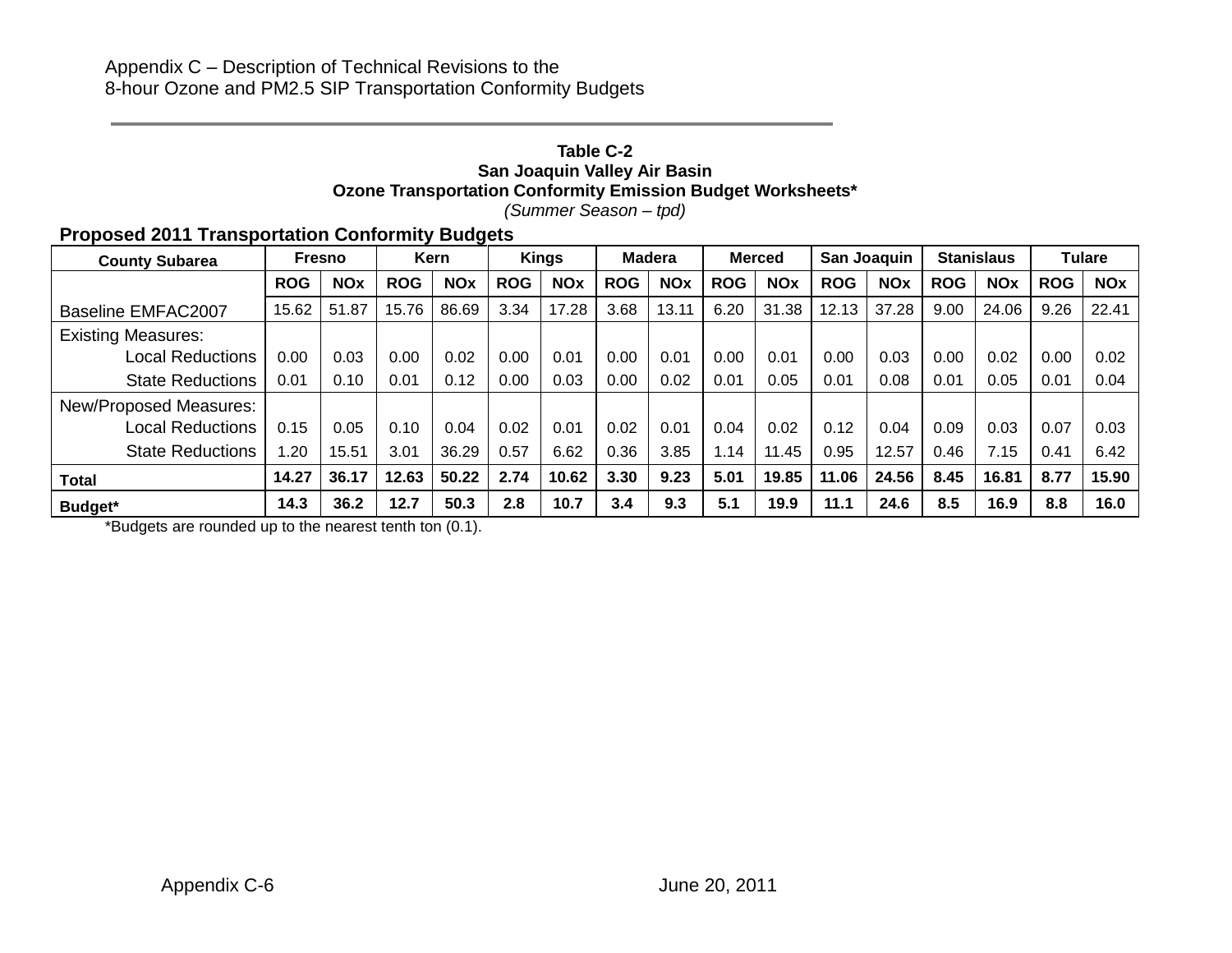Appendix C – Description of Technical Revisions to the
8-hour Ozone and PM2.5 SIP Transportation Conformity Budgets

**Table C-2**
**San Joaquin Valley Air Basin**
**Ozone Transportation Conformity Emission Budget Worksheets***
*(Summer Season – tpd)*

**Proposed 2011 Transportation Conformity Budgets**

| County Subarea | Fresno | | Kern | | Kings | | Madera | | Merced | | San Joaquin | | Stanislaus | | Tulare | |
|---|---|---|---|---|---|---|---|---|---|---|---|---|---|---|---|---|
| | **ROG** | **NOx** | **ROG** | **NOx** | **ROG** | **NOx** | **ROG** | **NOx** | **ROG** | **NOx** | **ROG** | **NOx** | **ROG** | **NOx** | **ROG** | **NOx** |
| Baseline EMFAC2007 | 15.62 | 51.87 | 15.76 | 86.69 | 3.34 | 17.28 | 3.68 | 13.11 | 6.20 | 31.38 | 12.13 | 37.28 | 9.00 | 24.06 | 9.26 | 22.41 |
| Existing Measures: | | | | | | | | | | | | | | | | |
| Local Reductions | 0.00 | 0.03 | 0.00 | 0.02 | 0.00 | 0.01 | 0.00 | 0.01 | 0.00 | 0.01 | 0.00 | 0.03 | 0.00 | 0.02 | 0.00 | 0.02 |
| State Reductions | 0.01 | 0.10 | 0.01 | 0.12 | 0.00 | 0.03 | 0.00 | 0.02 | 0.01 | 0.05 | 0.01 | 0.08 | 0.01 | 0.05 | 0.01 | 0.04 |
| New/Proposed Measures: | | | | | | | | | | | | | | | | |
| Local Reductions | 0.15 | 0.05 | 0.10 | 0.04 | 0.02 | 0.01 | 0.02 | 0.01 | 0.04 | 0.02 | 0.12 | 0.04 | 0.09 | 0.03 | 0.07 | 0.03 |
| State Reductions | 1.20 | 15.51 | 3.01 | 36.29 | 0.57 | 6.62 | 0.36 | 3.85 | 1.14 | 11.45 | 0.95 | 12.57 | 0.46 | 7.15 | 0.41 | 6.42 |
| **Total** | **14.27** | **36.17** | **12.63** | **50.22** | **2.74** | **10.62** | **3.30** | **9.23** | **5.01** | **19.85** | **11.06** | **24.56** | **8.45** | **16.81** | **8.77** | **15.90** |
| **Budget*** | **14.3** | **36.2** | **12.7** | **50.3** | **2.8** | **10.7** | **3.4** | **9.3** | **5.1** | **19.9** | **11.1** | **24.6** | **8.5** | **16.9** | **8.8** | **16.0** |

*Budgets are rounded up to the nearest tenth ton (0.1).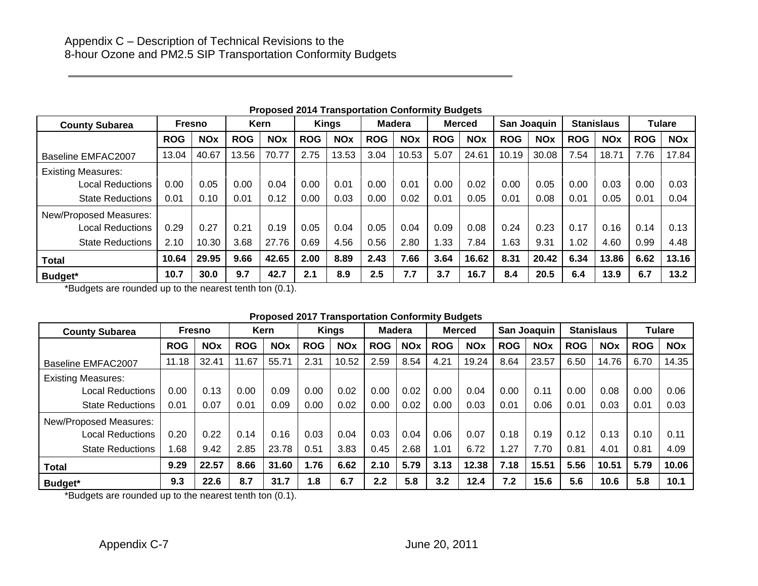Appendix C – Description of Technical Revisions to the
8-hour Ozone and PM2.5 SIP Transportation Conformity Budgets

**Proposed 2014 Transportation Conformity Budgets**

| County Subarea | Fresno | | Kern | | Kings | | Madera | | Merced | | San Joaquin | | Stanislaus | | Tulare | |
|---|---|---|---|---|---|---|---|---|---|---|---|---|---|---|---|---|
| | **ROG** | **NOx** | **ROG** | **NOx** | **ROG** | **NOx** | **ROG** | **NOx** | **ROG** | **NOx** | **ROG** | **NOx** | **ROG** | **NOx** | **ROG** | **NOx** |
| Baseline EMFAC2007 | 13.04 | 40.67 | 13.56 | 70.77 | 2.75 | 13.53 | 3.04 | 10.53 | 5.07 | 24.61 | 10.19 | 30.08 | 7.54 | 18.71 | 7.76 | 17.84 |
| Existing Measures: | | | | | | | | | | | | | | | | |
| Local Reductions | 0.00 | 0.05 | 0.00 | 0.04 | 0.00 | 0.01 | 0.00 | 0.01 | 0.00 | 0.02 | 0.00 | 0.05 | 0.00 | 0.03 | 0.00 | 0.03 |
| State Reductions | 0.01 | 0.10 | 0.01 | 0.12 | 0.00 | 0.03 | 0.00 | 0.02 | 0.01 | 0.05 | 0.01 | 0.08 | 0.01 | 0.05 | 0.01 | 0.04 |
| New/Proposed Measures: | | | | | | | | | | | | | | | | |
| Local Reductions | 0.29 | 0.27 | 0.21 | 0.19 | 0.05 | 0.04 | 0.05 | 0.04 | 0.09 | 0.08 | 0.24 | 0.23 | 0.17 | 0.16 | 0.14 | 0.13 |
| State Reductions | 2.10 | 10.30 | 3.68 | 27.76 | 0.69 | 4.56 | 0.56 | 2.80 | 1.33 | 7.84 | 1.63 | 9.31 | 1.02 | 4.60 | 0.99 | 4.48 |
| **Total** | **10.64** | **29.95** | **9.66** | **42.65** | **2.00** | **8.89** | **2.43** | **7.66** | **3.64** | **16.62** | **8.31** | **20.42** | **6.34** | **13.86** | **6.62** | **13.16** |
| **Budget*** | **10.7** | **30.0** | **9.7** | **42.7** | **2.1** | **8.9** | **2.5** | **7.7** | **3.7** | **16.7** | **8.4** | **20.5** | **6.4** | **13.9** | **6.7** | **13.2** |

*Budgets are rounded up to the nearest tenth ton (0.1).

**Proposed 2017 Transportation Conformity Budgets**

| County Subarea | Fresno | | Kern | | Kings | | Madera | | Merced | | San Joaquin | | Stanislaus | | Tulare | |
|---|---|---|---|---|---|---|---|---|---|---|---|---|---|---|---|---|
| | **ROG** | **NOx** | **ROG** | **NOx** | **ROG** | **NOx** | **ROG** | **NOx** | **ROG** | **NOx** | **ROG** | **NOx** | **ROG** | **NOx** | **ROG** | **NOx** |
| Baseline EMFAC2007 | 11.18 | 32.41 | 11.67 | 55.71 | 2.31 | 10.52 | 2.59 | 8.54 | 4.21 | 19.24 | 8.64 | 23.57 | 6.50 | 14.76 | 6.70 | 14.35 |
| Existing Measures: | | | | | | | | | | | | | | | | |
| Local Reductions | 0.00 | 0.13 | 0.00 | 0.09 | 0.00 | 0.02 | 0.00 | 0.02 | 0.00 | 0.04 | 0.00 | 0.11 | 0.00 | 0.08 | 0.00 | 0.06 |
| State Reductions | 0.01 | 0.07 | 0.01 | 0.09 | 0.00 | 0.02 | 0.00 | 0.02 | 0.00 | 0.03 | 0.01 | 0.06 | 0.01 | 0.03 | 0.01 | 0.03 |
| New/Proposed Measures: | | | | | | | | | | | | | | | | |
| Local Reductions | 0.20 | 0.22 | 0.14 | 0.16 | 0.03 | 0.04 | 0.03 | 0.04 | 0.06 | 0.07 | 0.18 | 0.19 | 0.12 | 0.13 | 0.10 | 0.11 |
| State Reductions | 1.68 | 9.42 | 2.85 | 23.78 | 0.51 | 3.83 | 0.45 | 2.68 | 1.01 | 6.72 | 1.27 | 7.70 | 0.81 | 4.01 | 0.81 | 4.09 |
| **Total** | **9.29** | **22.57** | **8.66** | **31.60** | **1.76** | **6.62** | **2.10** | **5.79** | **3.13** | **12.38** | **7.18** | **15.51** | **5.56** | **10.51** | **5.79** | **10.06** |
| **Budget*** | **9.3** | **22.6** | **8.7** | **31.7** | **1.8** | **6.7** | **2.2** | **5.8** | **3.2** | **12.4** | **7.2** | **15.6** | **5.6** | **10.6** | **5.8** | **10.1** |

*Budgets are rounded up to the nearest tenth ton (0.1).

Appendix C-7 June 20, 2011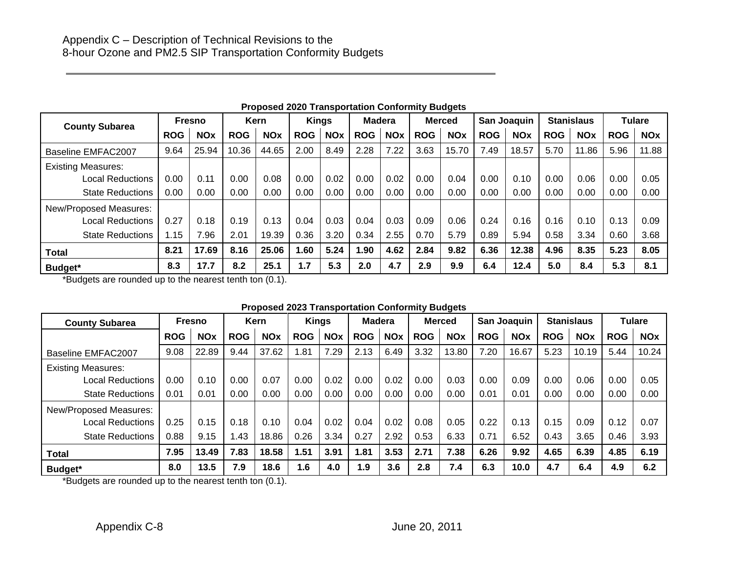Appendix C – Description of Technical Revisions to the
8-hour Ozone and PM2.5 SIP Transportation Conformity Budgets

**Proposed 2020 Transportation Conformity Budgets**

| County Subarea | Fresno | | Kern | | Kings | | Madera | | Merced | | San Joaquin | | Stanislaus | | Tulare | |
|---|---|---|---|---|---|---|---|---|---|---|---|---|---|---|---|---|
| | ROG | NOx | ROG | NOx | ROG | NOx | ROG | NOx | ROG | NOx | ROG | NOx | ROG | NOx | ROG | NOx |
| Baseline EMFAC2007 | 9.64 | 25.94 | 10.36 | 44.65 | 2.00 | 8.49 | 2.28 | 7.22 | 3.63 | 15.70 | 7.49 | 18.57 | 5.70 | 11.86 | 5.96 | 11.88 |
| Existing Measures: | | | | | | | | | | | | | | | | |
| Local Reductions | 0.00 | 0.11 | 0.00 | 0.08 | 0.00 | 0.02 | 0.00 | 0.02 | 0.00 | 0.04 | 0.00 | 0.10 | 0.00 | 0.06 | 0.00 | 0.05 |
| State Reductions | 0.00 | 0.00 | 0.00 | 0.00 | 0.00 | 0.00 | 0.00 | 0.00 | 0.00 | 0.00 | 0.00 | 0.00 | 0.00 | 0.00 | 0.00 | 0.00 |
| New/Proposed Measures: | | | | | | | | | | | | | | | | |
| Local Reductions | 0.27 | 0.18 | 0.19 | 0.13 | 0.04 | 0.03 | 0.04 | 0.03 | 0.09 | 0.06 | 0.24 | 0.16 | 0.16 | 0.10 | 0.13 | 0.09 |
| State Reductions | 1.15 | 7.96 | 2.01 | 19.39 | 0.36 | 3.20 | 0.34 | 2.55 | 0.70 | 5.79 | 0.89 | 5.94 | 0.58 | 3.34 | 0.60 | 3.68 |
| **Total** | **8.21** | **17.69** | **8.16** | **25.06** | **1.60** | **5.24** | **1.90** | **4.62** | **2.84** | **9.82** | **6.36** | **12.38** | **4.96** | **8.35** | **5.23** | **8.05** |
| **Budget*** | **8.3** | **17.7** | **8.2** | **25.1** | **1.7** | **5.3** | **2.0** | **4.7** | **2.9** | **9.9** | **6.4** | **12.4** | **5.0** | **8.4** | **5.3** | **8.1** |

*Budgets are rounded up to the nearest tenth ton (0.1).

**Proposed 2023 Transportation Conformity Budgets**

| County Subarea | Fresno | | Kern | | Kings | | Madera | | Merced | | San Joaquin | | Stanislaus | | Tulare | |
|---|---|---|---|---|---|---|---|---|---|---|---|---|---|---|---|---|
| | ROG | NOx | ROG | NOx | ROG | NOx | ROG | NOx | ROG | NOx | ROG | NOx | ROG | NOx | ROG | NOx |
| Baseline EMFAC2007 | 9.08 | 22.89 | 9.44 | 37.62 | 1.81 | 7.29 | 2.13 | 6.49 | 3.32 | 13.80 | 7.20 | 16.67 | 5.23 | 10.19 | 5.44 | 10.24 |
| Existing Measures: | | | | | | | | | | | | | | | | |
| Local Reductions | 0.00 | 0.10 | 0.00 | 0.07 | 0.00 | 0.02 | 0.00 | 0.02 | 0.00 | 0.03 | 0.00 | 0.09 | 0.00 | 0.06 | 0.00 | 0.05 |
| State Reductions | 0.01 | 0.01 | 0.00 | 0.00 | 0.00 | 0.00 | 0.00 | 0.00 | 0.00 | 0.00 | 0.01 | 0.01 | 0.00 | 0.00 | 0.00 | 0.00 |
| New/Proposed Measures: | | | | | | | | | | | | | | | | |
| Local Reductions | 0.25 | 0.15 | 0.18 | 0.10 | 0.04 | 0.02 | 0.04 | 0.02 | 0.08 | 0.05 | 0.22 | 0.13 | 0.15 | 0.09 | 0.12 | 0.07 |
| State Reductions | 0.88 | 9.15 | 1.43 | 18.86 | 0.26 | 3.34 | 0.27 | 2.92 | 0.53 | 6.33 | 0.71 | 6.52 | 0.43 | 3.65 | 0.46 | 3.93 |
| **Total** | **7.95** | **13.49** | **7.83** | **18.58** | **1.51** | **3.91** | **1.81** | **3.53** | **2.71** | **7.38** | **6.26** | **9.92** | **4.65** | **6.39** | **4.85** | **6.19** |
| **Budget*** | **8.0** | **13.5** | **7.9** | **18.6** | **1.6** | **4.0** | **1.9** | **3.6** | **2.8** | **7.4** | **6.3** | **10.0** | **4.7** | **6.4** | **4.9** | **6.2** |

*Budgets are rounded up to the nearest tenth ton (0.1).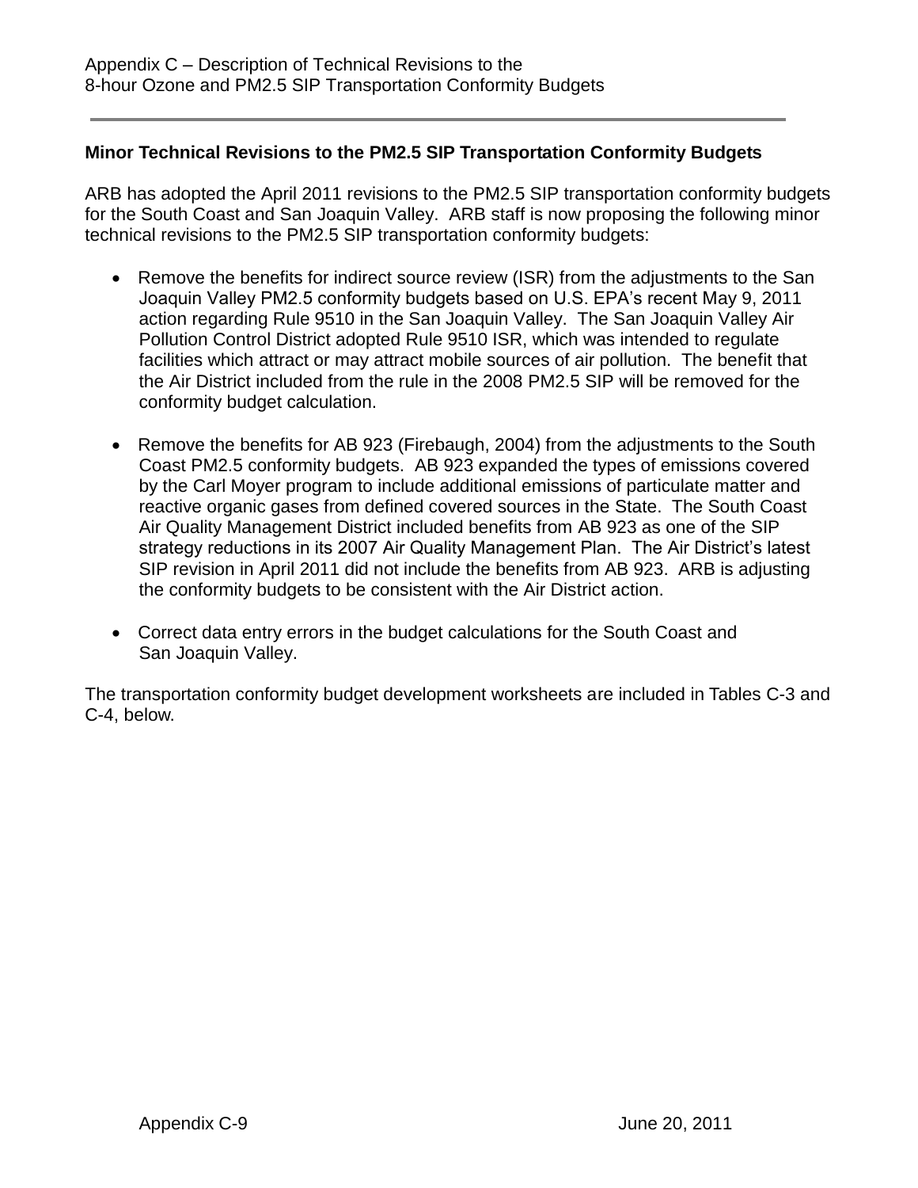## Minor Technical Revisions to the PM2.5 SIP Transportation Conformity Budgets

ARB has adopted the April 2011 revisions to the PM2.5 SIP transportation conformity budgets for the South Coast and San Joaquin Valley. ARB staff is now proposing the following minor technical revisions to the PM2.5 SIP transportation conformity budgets:

- Remove the benefits for indirect source review (ISR) from the adjustments to the San Joaquin Valley PM2.5 conformity budgets based on U.S. EPA's recent May 9, 2011 action regarding Rule 9510 in the San Joaquin Valley. The San Joaquin Valley Air Pollution Control District adopted Rule 9510 ISR, which was intended to regulate facilities which attract or may attract mobile sources of air pollution. The benefit that the Air District included from the rule in the 2008 PM2.5 SIP will be removed for the conformity budget calculation.

- Remove the benefits for AB 923 (Firebaugh, 2004) from the adjustments to the South Coast PM2.5 conformity budgets. AB 923 expanded the types of emissions covered by the Carl Moyer program to include additional emissions of particulate matter and reactive organic gases from defined covered sources in the State. The South Coast Air Quality Management District included benefits from AB 923 as one of the SIP strategy reductions in its 2007 Air Quality Management Plan. The Air District's latest SIP revision in April 2011 did not include the benefits from AB 923. ARB is adjusting the conformity budgets to be consistent with the Air District action.

- Correct data entry errors in the budget calculations for the South Coast and San Joaquin Valley.

The transportation conformity budget development worksheets are included in Tables C-3 and C-4, below.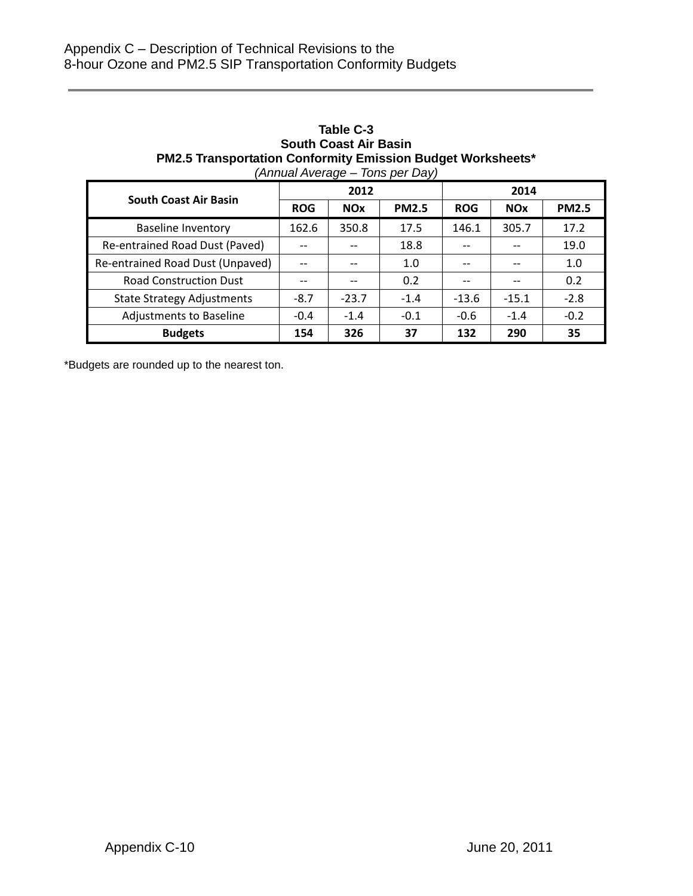**Table C-3**
**South Coast Air Basin**
**PM2.5 Transportation Conformity Emission Budget Worksheets***
*(Annual Average – Tons per Day)*

| South Coast Air Basin | 2012 | | | 2014 | | |
|---|---|---|---|---|---|---|
| | ROG | NOx | PM2.5 | ROG | NOx | PM2.5 |
| Baseline Inventory | 162.6 | 350.8 | 17.5 | 146.1 | 305.7 | 17.2 |
| Re-entrained Road Dust (Paved) | -- | -- | 18.8 | -- | -- | 19.0 |
| Re-entrained Road Dust (Unpaved) | -- | -- | 1.0 | -- | -- | 1.0 |
| Road Construction Dust | -- | -- | 0.2 | -- | -- | 0.2 |
| State Strategy Adjustments | -8.7 | -23.7 | -1.4 | -13.6 | -15.1 | -2.8 |
| Adjustments to Baseline | -0.4 | -1.4 | -0.1 | -0.6 | -1.4 | -0.2 |
| **Budgets** | **154** | **326** | **37** | **132** | **290** | **35** |

*Budgets are rounded up to the nearest ton.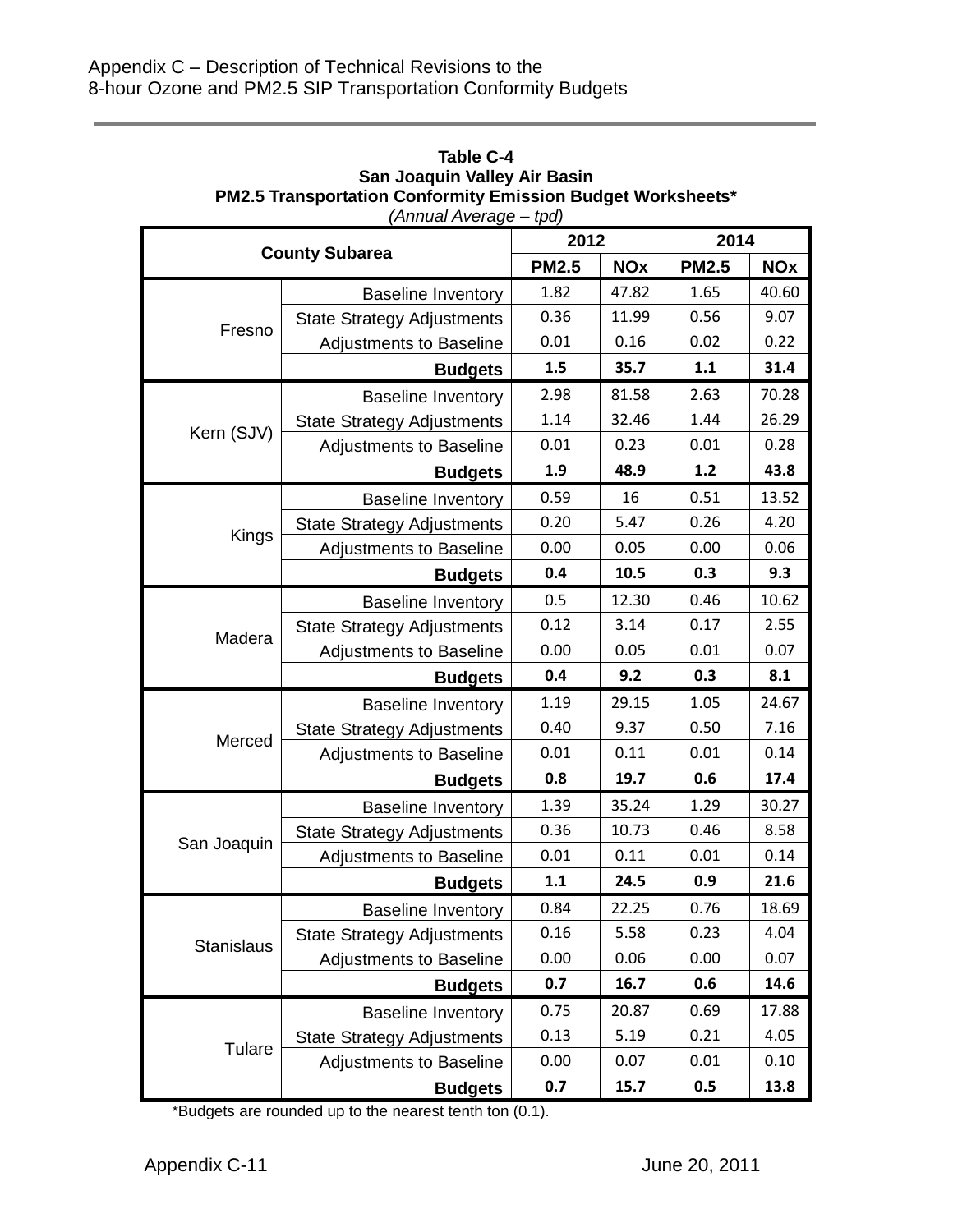**Table C-4**
**San Joaquin Valley Air Basin**
**PM2.5 Transportation Conformity Emission Budget Worksheets***
*(Annual Average – tpd)*

| County Subarea | | 2012 | | 2014 | |
|---|---|---|---|---|---|
| | | PM2.5 | NOx | PM2.5 | NOx |
| Fresno | Baseline Inventory | 1.82 | 47.82 | 1.65 | 40.60 |
| | State Strategy Adjustments | 0.36 | 11.99 | 0.56 | 9.07 |
| | Adjustments to Baseline | 0.01 | 0.16 | 0.02 | 0.22 |
| | **Budgets** | **1.5** | **35.7** | **1.1** | **31.4** |
| Kern (SJV) | Baseline Inventory | 2.98 | 81.58 | 2.63 | 70.28 |
| | State Strategy Adjustments | 1.14 | 32.46 | 1.44 | 26.29 |
| | Adjustments to Baseline | 0.01 | 0.23 | 0.01 | 0.28 |
| | **Budgets** | **1.9** | **48.9** | **1.2** | **43.8** |
| Kings | Baseline Inventory | 0.59 | 16 | 0.51 | 13.52 |
| | State Strategy Adjustments | 0.20 | 5.47 | 0.26 | 4.20 |
| | Adjustments to Baseline | 0.00 | 0.05 | 0.00 | 0.06 |
| | **Budgets** | **0.4** | **10.5** | **0.3** | **9.3** |
| Madera | Baseline Inventory | 0.5 | 12.30 | 0.46 | 10.62 |
| | State Strategy Adjustments | 0.12 | 3.14 | 0.17 | 2.55 |
| | Adjustments to Baseline | 0.00 | 0.05 | 0.01 | 0.07 |
| | **Budgets** | **0.4** | **9.2** | **0.3** | **8.1** |
| Merced | Baseline Inventory | 1.19 | 29.15 | 1.05 | 24.67 |
| | State Strategy Adjustments | 0.40 | 9.37 | 0.50 | 7.16 |
| | Adjustments to Baseline | 0.01 | 0.11 | 0.01 | 0.14 |
| | **Budgets** | **0.8** | **19.7** | **0.6** | **17.4** |
| San Joaquin | Baseline Inventory | 1.39 | 35.24 | 1.29 | 30.27 |
| | State Strategy Adjustments | 0.36 | 10.73 | 0.46 | 8.58 |
| | Adjustments to Baseline | 0.01 | 0.11 | 0.01 | 0.14 |
| | **Budgets** | **1.1** | **24.5** | **0.9** | **21.6** |
| Stanislaus | Baseline Inventory | 0.84 | 22.25 | 0.76 | 18.69 |
| | State Strategy Adjustments | 0.16 | 5.58 | 0.23 | 4.04 |
| | Adjustments to Baseline | 0.00 | 0.06 | 0.00 | 0.07 |
| | **Budgets** | **0.7** | **16.7** | **0.6** | **14.6** |
| Tulare | Baseline Inventory | 0.75 | 20.87 | 0.69 | 17.88 |
| | State Strategy Adjustments | 0.13 | 5.19 | 0.21 | 4.05 |
| | Adjustments to Baseline | 0.00 | 0.07 | 0.01 | 0.10 |
| | **Budgets** | **0.7** | **15.7** | **0.5** | **13.8** |

*Budgets are rounded up to the nearest tenth ton (0.1).